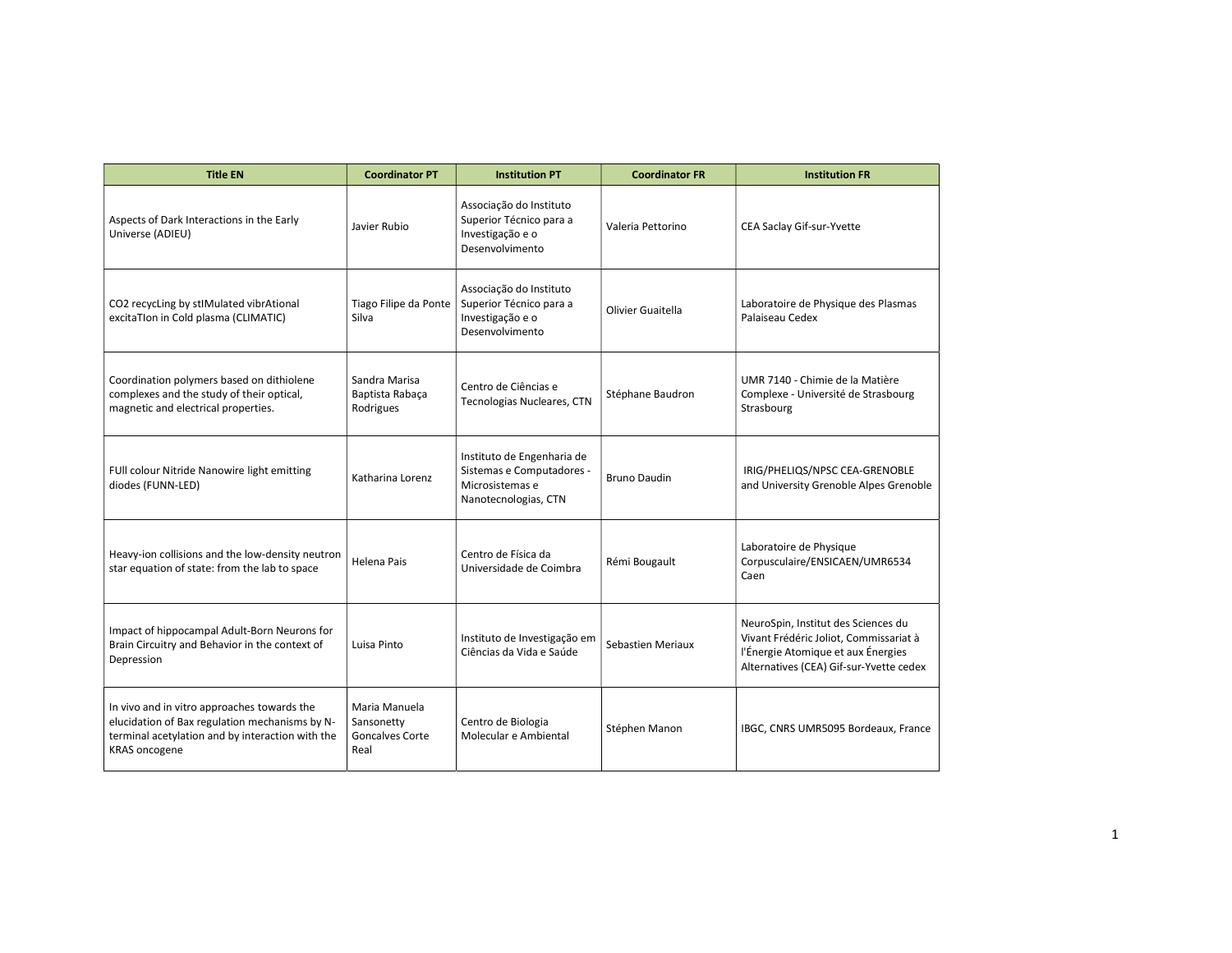| Title EN | Coordinator PT | Institution PT | Coordinator FR | Institution FR |
|---|---|---|---|---|
| Aspects of Dark Interactions in the Early Universe (ADIEU) | Javier Rubio | Associação do Instituto Superior Técnico para a Investigação e o Desenvolvimento | Valeria Pettorino | CEA Saclay Gif-sur-Yvette |
| CO2 recycLing by stIMulated vibrAtional excitaTIon in Cold plasma (CLIMATIC) | Tiago Filipe da Ponte Silva | Associação do Instituto Superior Técnico para a Investigação e o Desenvolvimento | Olivier Guaitella | Laboratoire de Physique des Plasmas Palaiseau Cedex |
| Coordination polymers based on dithiolene complexes and the study of their optical, magnetic and electrical properties. | Sandra Marisa Baptista Rabaça Rodrigues | Centro de Ciências e Tecnologias Nucleares, CTN | Stéphane Baudron | UMR 7140 - Chimie de la Matière Complexe - Université de Strasbourg Strasbourg |
| FUll colour Nitride Nanowire light emitting diodes (FUNN-LED) | Katharina Lorenz | Instituto de Engenharia de Sistemas e Computadores - Microsistemas e Nanotecnologias, CTN | Bruno Daudin | IRIG/PHELIQS/NPSC CEA-GRENOBLE and University Grenoble Alpes Grenoble |
| Heavy-ion collisions and the low-density neutron star equation of state: from the lab to space | Helena Pais | Centro de Física da Universidade de Coimbra | Rémi Bougault | Laboratoire de Physique Corpusculaire/ENSICAEN/UMR6534 Caen |
| Impact of hippocampal Adult-Born Neurons for Brain Circuitry and Behavior in the context of Depression | Luisa Pinto | Instituto de Investigação em Ciências da Vida e Saúde | Sebastien Meriaux | NeuroSpin, Institut des Sciences du Vivant Frédéric Joliot, Commissariat à l'Énergie Atomique et aux Énergies Alternatives (CEA) Gif-sur-Yvette cedex |
| In vivo and in vitro approaches towards the elucidation of Bax regulation mechanisms by N-terminal acetylation and by interaction with the KRAS oncogene | Maria Manuela Sansonetty Goncalves Corte Real | Centro de Biologia Molecular e Ambiental | Stéphen Manon | IBGC, CNRS UMR5095 Bordeaux, France |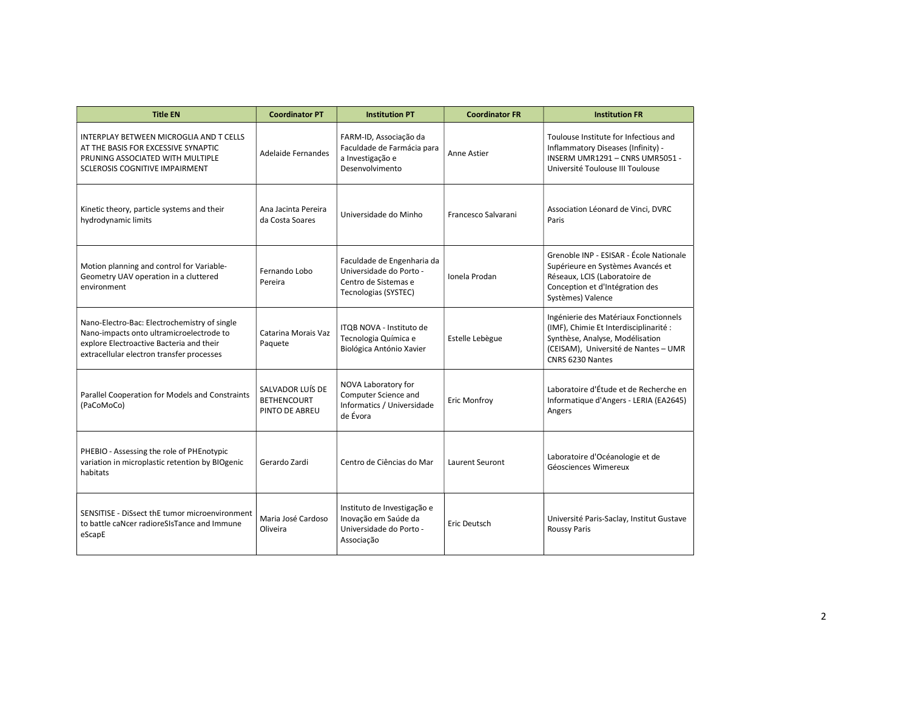| Title EN | Coordinator PT | Institution PT | Coordinator FR | Institution FR |
| --- | --- | --- | --- | --- |
| INTERPLAY BETWEEN MICROGLIA AND T CELLS AT THE BASIS FOR EXCESSIVE SYNAPTIC PRUNING ASSOCIATED WITH MULTIPLE SCLEROSIS COGNITIVE IMPAIRMENT | Adelaide Fernandes | FARM-ID, Associação da Faculdade de Farmácia para a Investigação e Desenvolvimento | Anne Astier | Toulouse Institute for Infectious and Inflammatory Diseases (Infinity) - INSERM UMR1291 – CNRS UMR5051 - Université Toulouse III Toulouse |
| Kinetic theory, particle systems and their hydrodynamic limits | Ana Jacinta Pereira da Costa Soares | Universidade do Minho | Francesco Salvarani | Association Léonard de Vinci, DVRC Paris |
| Motion planning and control for Variable-Geometry UAV operation in a cluttered environment | Fernando Lobo Pereira | Faculdade de Engenharia da Universidade do Porto - Centro de Sistemas e Tecnologias (SYSTEC) | Ionela Prodan | Grenoble INP - ESISAR - École Nationale Supérieure en Systèmes Avancés et Réseaux, LCIS (Laboratoire de Conception et d'Intégration des Systèmes) Valence |
| Nano-Electro-Bac: Electrochemistry of single Nano-impacts onto ultramicroelectrode to explore Electroactive Bacteria and their extracellular electron transfer processes | Catarina Morais Vaz Paquete | ITQB NOVA - Instituto de Tecnologia Química e Biológica António Xavier | Estelle Lebègue | Ingénierie des Matériaux Fonctionnels (IMF), Chimie Et Interdisciplinarité : Synthèse, Analyse, Modélisation (CEISAM), Université de Nantes – UMR CNRS 6230 Nantes |
| Parallel Cooperation for Models and Constraints (PaCoMoCo) | SALVADOR LUÍS DE BETHENCOURT PINTO DE ABREU | NOVA Laboratory for Computer Science and Informatics / Universidade de Évora | Eric Monfroy | Laboratoire d'Étude et de Recherche en Informatique d'Angers - LERIA (EA2645) Angers |
| PHEBIO - Assessing the role of PHEnotypic variation in microplastic retention by BIOgenic habitats | Gerardo Zardi | Centro de Ciências do Mar | Laurent Seuront | Laboratoire d'Océanologie et de Géosciences Wimereux |
| SENSITISE - DiSsect thE tumor microenvironment to battle caNcer radioreSIsTance and Immune eScapE | Maria José Cardoso Oliveira | Instituto de Investigação e Inovação em Saúde da Universidade do Porto - Associação | Eric Deutsch | Université Paris-Saclay, Institut Gustave Roussy Paris |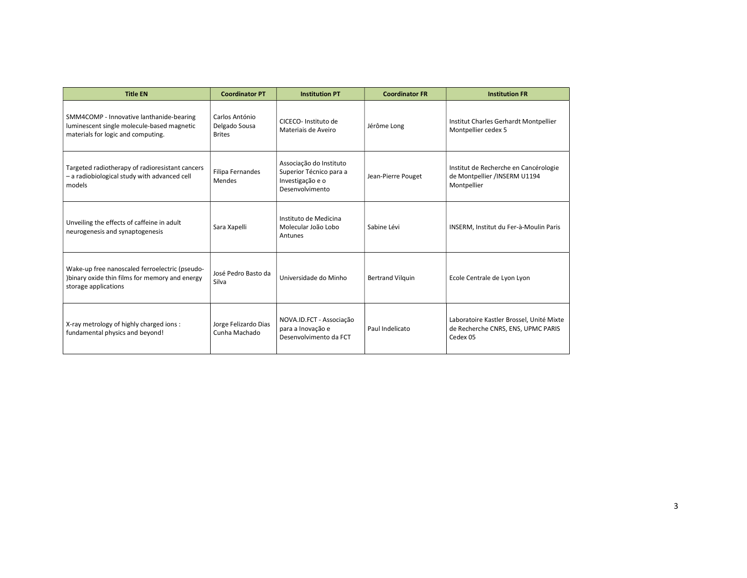| Title EN | Coordinator PT | Institution PT | Coordinator FR | Institution FR |
|---|---|---|---|---|
| SMM4COMP - Innovative lanthanide-bearing luminescent single molecule-based magnetic materials for logic and computing. | Carlos António Delgado Sousa Brites | CICECO- Instituto de Materiais de Aveiro | Jérôme Long | Institut Charles Gerhardt Montpellier Montpellier cedex 5 |
| Targeted radiotherapy of radioresistant cancers – a radiobiological study with advanced cell models | Filipa Fernandes Mendes | Associação do Instituto Superior Técnico para a Investigação e o Desenvolvimento | Jean-Pierre Pouget | Institut de Recherche en Cancérologie de Montpellier /INSERM U1194 Montpellier |
| Unveiling the effects of caffeine in adult neurogenesis and synaptogenesis | Sara Xapelli | Instituto de Medicina Molecular João Lobo Antunes | Sabine Lévi | INSERM, Institut du Fer-à-Moulin Paris |
| Wake-up free nanoscaled ferroelectric (pseudo-)binary oxide thin films for memory and energy storage applications | José Pedro Basto da Silva | Universidade do Minho | Bertrand Vilquin | Ecole Centrale de Lyon Lyon |
| X-ray metrology of highly charged ions : fundamental physics and beyond! | Jorge Felizardo Dias Cunha Machado | NOVA.ID.FCT - Associação para a Inovação e Desenvolvimento da FCT | Paul Indelicato | Laboratoire Kastler Brossel, Unité Mixte de Recherche CNRS, ENS, UPMC PARIS Cedex 05 |